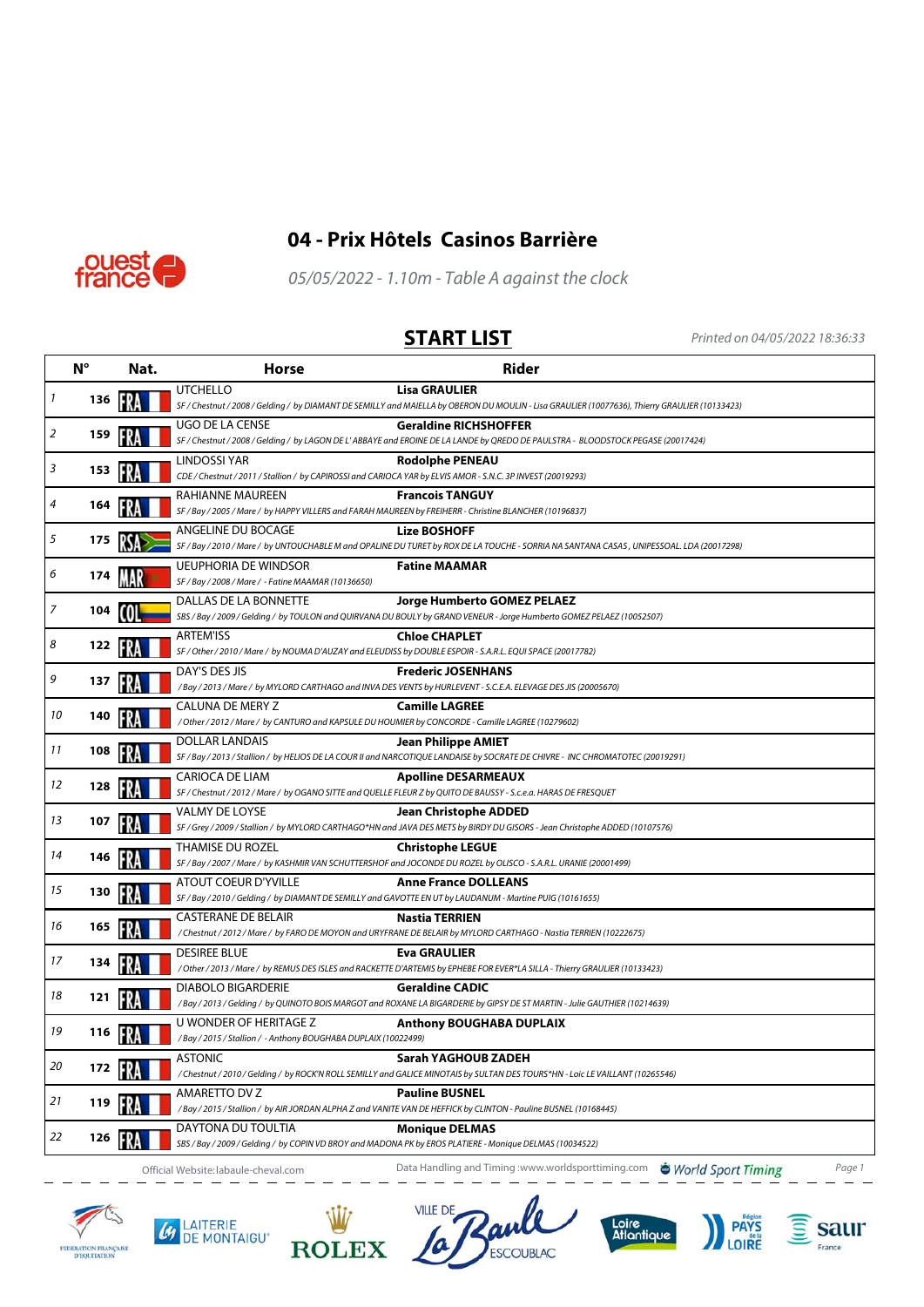# 04 - Prix Hôtels Casinos Barrière

*05/05/2022 - 1.10m - Table A against the clock*

## START LIST

*Printed on 04/05/2022 18:36:33*

| | N° | Nat. | Horse | Rider |
|---|---|---|---|---|
| 1 | 136 | FRA | UTCHELLO | **Lisa GRAULIER** |
| | | | *SF / Chestnut / 2008 / Gelding / by DIAMANT DE SEMILLY and MAIELLA by OBERON DU MOULIN - Lisa GRAULIER (10077636), Thierry GRAULIER (10133423)* | |
| 2 | 159 | FRA | UGO DE LA CENSE | **Geraldine RICHSHOFFER** |
| | | | *SF / Chestnut / 2008 / Gelding / by LAGON DE L' ABBAYE and EROINE DE LA LANDE by QREDO DE PAULSTRA - BLOODSTOCK PEGASE (20017424)* | |
| 3 | 153 | FRA | LINDOSSI YAR | **Rodolphe PENEAU** |
| | | | *CDE / Chestnut / 2011 / Stallion / by CAPIROSSI and CARIOCA YAR by ELVIS AMOR - S.N.C. 3P INVEST (20019293)* | |
| 4 | 164 | FRA | RAHIANNE MAUREEN | **Francois TANGUY** |
| | | | *SF / Bay / 2005 / Mare / by HAPPY VILLERS and FARAH MAUREEN by FREIHERR - Christine BLANCHER (10196837)* | |
| 5 | 175 | RSA | ANGELINE DU BOCAGE | **Lize BOSHOFF** |
| | | | *SF / Bay / 2010 / Mare / by UNTOUCHABLE M and OPALINE DU TURET by ROX DE LA TOUCHE - SORRIA NA SANTANA CASAS, UNIPESSOAL. LDA (20017298)* | |
| 6 | 174 | MAR | UEUPHORIA DE WINDSOR | **Fatine MAAMAR** |
| | | | *SF / Bay / 2008 / Mare / - Fatine MAAMAR (10136650)* | |
| 7 | 104 | COL | DALLAS DE LA BONNETTE | **Jorge Humberto GOMEZ PELAEZ** |
| | | | *SBS / Bay / 2009 / Gelding / by TOULON and QUIRVANA DU BOULY by GRAND VENEUR - Jorge Humberto GOMEZ PELAEZ (10052507)* | |
| 8 | 122 | FRA | ARTEM'ISS | **Chloe CHAPLET** |
| | | | *SF / Other / 2010 / Mare / by NOUMA D'AUZAY and ELEUDISS by DOUBLE ESPOIR - S.A.R.L. EQUI SPACE (20017782)* | |
| 9 | 137 | FRA | DAY'S DES JIS | **Frederic JOSENHANS** |
| | | | */ Bay / 2013 / Mare / by MYLORD CARTHAGO and INVA DES VENTS by HURLEVENT - S.C.E.A. ELEVAGE DES JIS (20005670)* | |
| 10 | 140 | FRA | CALUNA DE MERY Z | **Camille LAGREE** |
| | | | */ Other / 2012 / Mare / by CANTURO and KAPSULE DU HOUMIER by CONCORDE - Camille LAGREE (10279602)* | |
| 11 | 108 | FRA | DOLLAR LANDAIS | **Jean Philippe AMIET** |
| | | | *SF / Bay / 2013 / Stallion / by HELIOS DE LA COUR II and NARCOTIQUE LANDAISE by SOCRATE DE CHIVRE - INC CHROMATOTEC (20019291)* | |
| 12 | 128 | FRA | CARIOCA DE LIAM | **Apolline DESARMEAUX** |
| | | | *SF / Chestnut / 2012 / Mare / by OGANO SITTE and QUELLE FLEUR Z by QUITO DE BAUSSY - S.c.e.a. HARAS DE FRESQUET* | |
| 13 | 107 | FRA | VALMY DE LOYSE | **Jean Christophe ADDED** |
| | | | *SF / Grey / 2009 / Stallion / by MYLORD CARTHAGO\*HN and JAVA DES METS by BIRDY DU GISORS - Jean Christophe ADDED (10107576)* | |
| 14 | 146 | FRA | THAMISE DU ROZEL | **Christophe LEGUE** |
| | | | *SF / Bay / 2007 / Mare / by KASHMIR VAN SCHUTTERSHOF and JOCONDE DU ROZEL by OLISCO - S.A.R.L. URANIE (20001499)* | |
| 15 | 130 | FRA | ATOUT COEUR D'YVILLE | **Anne France DOLLEANS** |
| | | | *SF / Bay / 2010 / Gelding / by DIAMANT DE SEMILLY and GAVOTTE EN UT by LAUDANUM - Martine PUIG (10161655)* | |
| 16 | 165 | FRA | CASTERANE DE BELAIR | **Nastia TERRIEN** |
| | | | */ Chestnut / 2012 / Mare / by FARO DE MOYON and URYFRANE DE BELAIR by MYLORD CARTHAGO - Nastia TERRIEN (10222675)* | |
| 17 | 134 | FRA | DESIREE BLUE | **Eva GRAULIER** |
| | | | */ Other / 2013 / Mare / by REMUS DES ISLES and RACKETTE D'ARTEMIS by EPHEBE FOR EVER\*LA SILLA - Thierry GRAULIER (10133423)* | |
| 18 | 121 | FRA | DIABOLO BIGARDERIE | **Geraldine CADIC** |
| | | | */ Bay / 2013 / Gelding / by QUINOTO BOIS MARGOT and ROXANE LA BIGARDERIE by GIPSY DE ST MARTIN - Julie GAUTHIER (10214639)* | |
| 19 | 116 | FRA | U WONDER OF HERITAGE Z | **Anthony BOUGHABA DUPLAIX** |
| | | | */ Bay / 2015 / Stallion / - Anthony BOUGHABA DUPLAIX (10022499)* | |
| 20 | 172 | FRA | ASTONIC | **Sarah YAGHOUB ZADEH** |
| | | | */ Chestnut / 2010 / Gelding / by ROCK'N ROLL SEMILLY and GALICE MINOTAIS by SULTAN DES TOURS\*HN - Loic LE VAILLANT (10265546)* | |
| 21 | 119 | FRA | AMARETTO DV Z | **Pauline BUSNEL** |
| | | | */ Bay / 2015 / Stallion / by AIR JORDAN ALPHA Z and VANITE VAN DE HEFFICK by CLINTON - Pauline BUSNEL (10168445)* | |
| 22 | 126 | FRA | DAYTONA DU TOULTIA | **Monique DELMAS** |
| | | | *SBS / Bay / 2009 / Gelding / by COPIN VD BROY and MADONA PK by EROS PLATIERE - Monique DELMAS (10034522)* | |

Official Website:labaule-cheval.com — Data Handling and Timing :www.worldsporttiming.com — World Sport Timing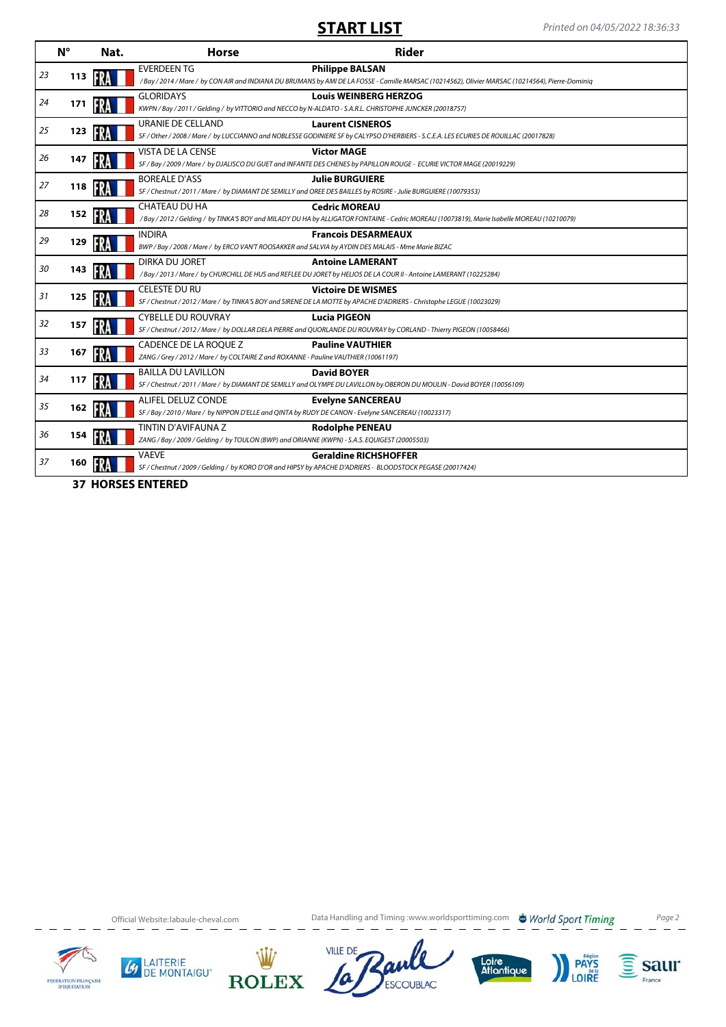## START LIST

*Printed on 04/05/2022 18:36:33*

| | N° | Nat. | Horse | Rider |
|---|---|---|---|---|
| 23 | 113 | FRA | EVERDEEN TG<br>*/ Bay / 2014 / Mare / by CON AIR and INDIANA DU BRUMANS by AMI DE LA FOSSE - Camille MARSAC (10214562), Olivier MARSAC (10214564), Pierre-Dominiq* | **Philippe BALSAN** |
| 24 | 171 | FRA | GLORIDAYS<br>*KWPN / Bay / 2011 / Gelding / by VITTORIO and NECCO by N-ALDATO - S.A.R.L. CHRISTOPHE JUNCKER (20018757)* | **Louis WEINBERG HERZOG** |
| 25 | 123 | FRA | URANIE DE CELLAND<br>*SF / Other / 2008 / Mare / by LUCCIANNO and NOBLESSE GODINIERE SF by CALYPSO D'HERBIERS - S.C.E.A. LES ECURIES DE ROUILLAC (20017828)* | **Laurent CISNEROS** |
| 26 | 147 | FRA | VISTA DE LA CENSE<br>*SF / Bay / 2009 / Mare / by DJALISCO DU GUET and INFANTE DES CHENES by PAPILLON ROUGE - ECURIE VICTOR MAGE (20019229)* | **Victor MAGE** |
| 27 | 118 | FRA | BOREALE D'ASS<br>*SF / Chestnut / 2011 / Mare / by DIAMANT DE SEMILLY and OREE DES BAILLES by ROSIRE - Julie BURGUIERE (10079353)* | **Julie BURGUIERE** |
| 28 | 152 | FRA | CHATEAU DU HA<br>*/ Bay / 2012 / Gelding / by TINKA'S BOY and MILADY DU HA by ALLIGATOR FONTAINE - Cedric MOREAU (10073819), Marie Isabelle MOREAU (10210079)* | **Cedric MOREAU** |
| 29 | 129 | FRA | INDIRA<br>*BWP / Bay / 2008 / Mare / by ERCO VAN'T ROOSAKKER and SALVIA by AYDIN DES MALAIS - Mme Marie BIZAC* | **Francois DESARMEAUX** |
| 30 | 143 | FRA | DIRKA DU JORET<br>*/ Bay / 2013 / Mare / by CHURCHILL DE HUS and REFLEE DU JORET by HELIOS DE LA COUR II - Antoine LAMERANT (10225284)* | **Antoine LAMERANT** |
| 31 | 125 | FRA | CELESTE DU RU<br>*SF / Chestnut / 2012 / Mare / by TINKA'S BOY and SIRENE DE LA MOTTE by APACHE D'ADRIERS - Christophe LEGUE (10023029)* | **Victoire DE WISMES** |
| 32 | 157 | FRA | CYBELLE DU ROUVRAY<br>*SF / Chestnut / 2012 / Mare / by DOLLAR DELA PIERRE and QUORLANDE DU ROUVRAY by CORLAND - Thierry PIGEON (10058466)* | **Lucia PIGEON** |
| 33 | 167 | FRA | CADENCE DE LA ROQUE Z<br>*ZANG / Grey / 2012 / Mare / by COLTAIRE Z and ROXANNE - Pauline VAUTHIER (10061197)* | **Pauline VAUTHIER** |
| 34 | 117 | FRA | BAILLA DU LAVILLON<br>*SF / Chestnut / 2011 / Mare / by DIAMANT DE SEMILLY and OLYMPE DU LAVILLON by OBERON DU MOULIN - David BOYER (10056109)* | **David BOYER** |
| 35 | 162 | FRA | ALIFEL DELUZ CONDE<br>*SF / Bay / 2010 / Mare / by NIPPON D'ELLE and QINTA by RUDY DE CANON - Evelyne SANCEREAU (10023317)* | **Evelyne SANCEREAU** |
| 36 | 154 | FRA | TINTIN D'AVIFAUNA Z<br>*ZANG / Bay / 2009 / Gelding / by TOULON (BWP) and ORIANNE (KWPN) - S.A.S. EQUIGEST (20005503)* | **Rodolphe PENEAU** |
| 37 | 160 | FRA | VAEVE<br>*SF / Chestnut / 2009 / Gelding / by KORO D'OR and HIPSY by APACHE D'ADRIERS - BLOODSTOCK PEGASE (20017424)* | **Geraldine RICHSHOFFER** |

**37 HORSES ENTERED**

Official Website: labaule-cheval.com — Data Handling and Timing: www.worldsporttiming.com — World Sport Timing